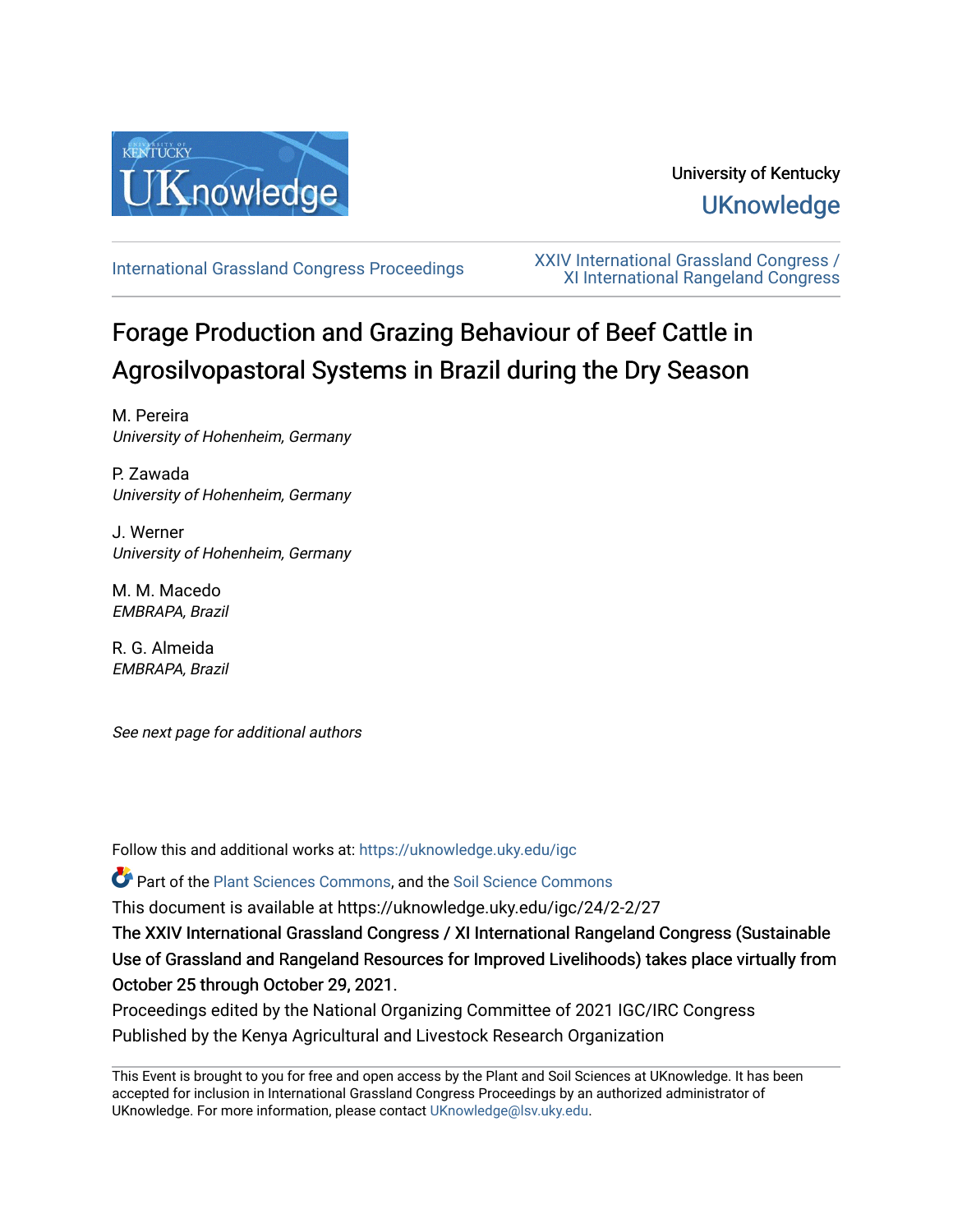University of Kentucky

UKnowledge

International Grassland Congress Proceedings

XXIV International Grassland Congress / XI International Rangeland Congress

# Forage Production and Grazing Behaviour of Beef Cattle in Agrosilvopastoral Systems in Brazil during the Dry Season

M. Pereira
*University of Hohenheim, Germany*

P. Zawada
*University of Hohenheim, Germany*

J. Werner
*University of Hohenheim, Germany*

M. M. Macedo
*EMBRAPA, Brazil*

R. G. Almeida
*EMBRAPA, Brazil*

*See next page for additional authors*

Follow this and additional works at: https://uknowledge.uky.edu/igc

Part of the Plant Sciences Commons, and the Soil Science Commons

This document is available at https://uknowledge.uky.edu/igc/24/2-2/27

**The XXIV International Grassland Congress / XI International Rangeland Congress (Sustainable Use of Grassland and Rangeland Resources for Improved Livelihoods) takes place virtually from October 25 through October 29, 2021.**

Proceedings edited by the National Organizing Committee of 2021 IGC/IRC Congress

Published by the Kenya Agricultural and Livestock Research Organization

This Event is brought to you for free and open access by the Plant and Soil Sciences at UKnowledge. It has been accepted for inclusion in International Grassland Congress Proceedings by an authorized administrator of UKnowledge. For more information, please contact UKnowledge@lsv.uky.edu.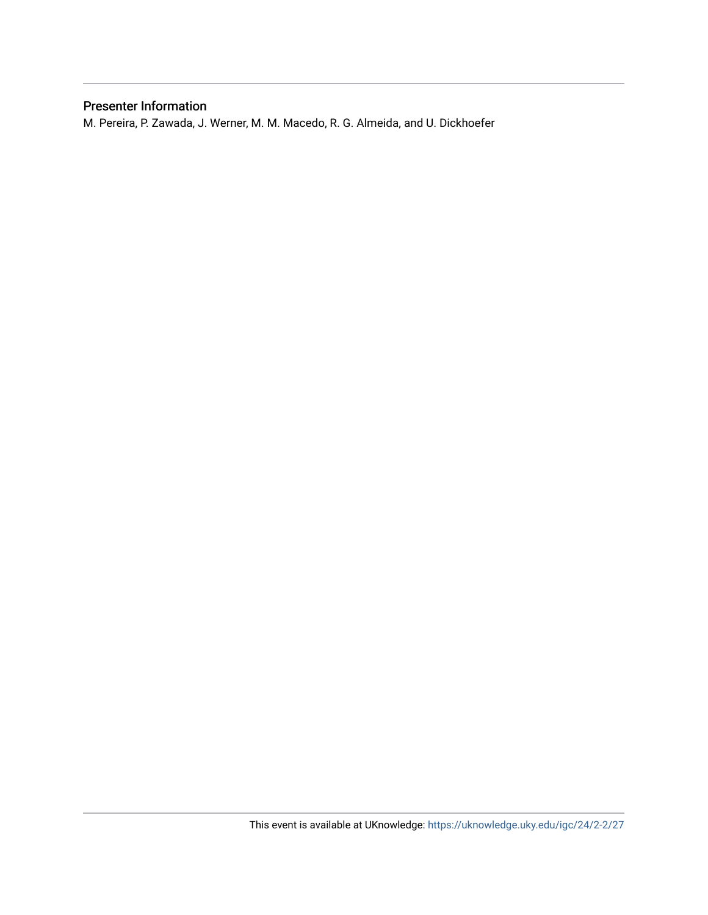## Presenter Information

M. Pereira, P. Zawada, J. Werner, M. M. Macedo, R. G. Almeida, and U. Dickhoefer

This event is available at UKnowledge: https://uknowledge.uky.edu/igc/24/2-2/27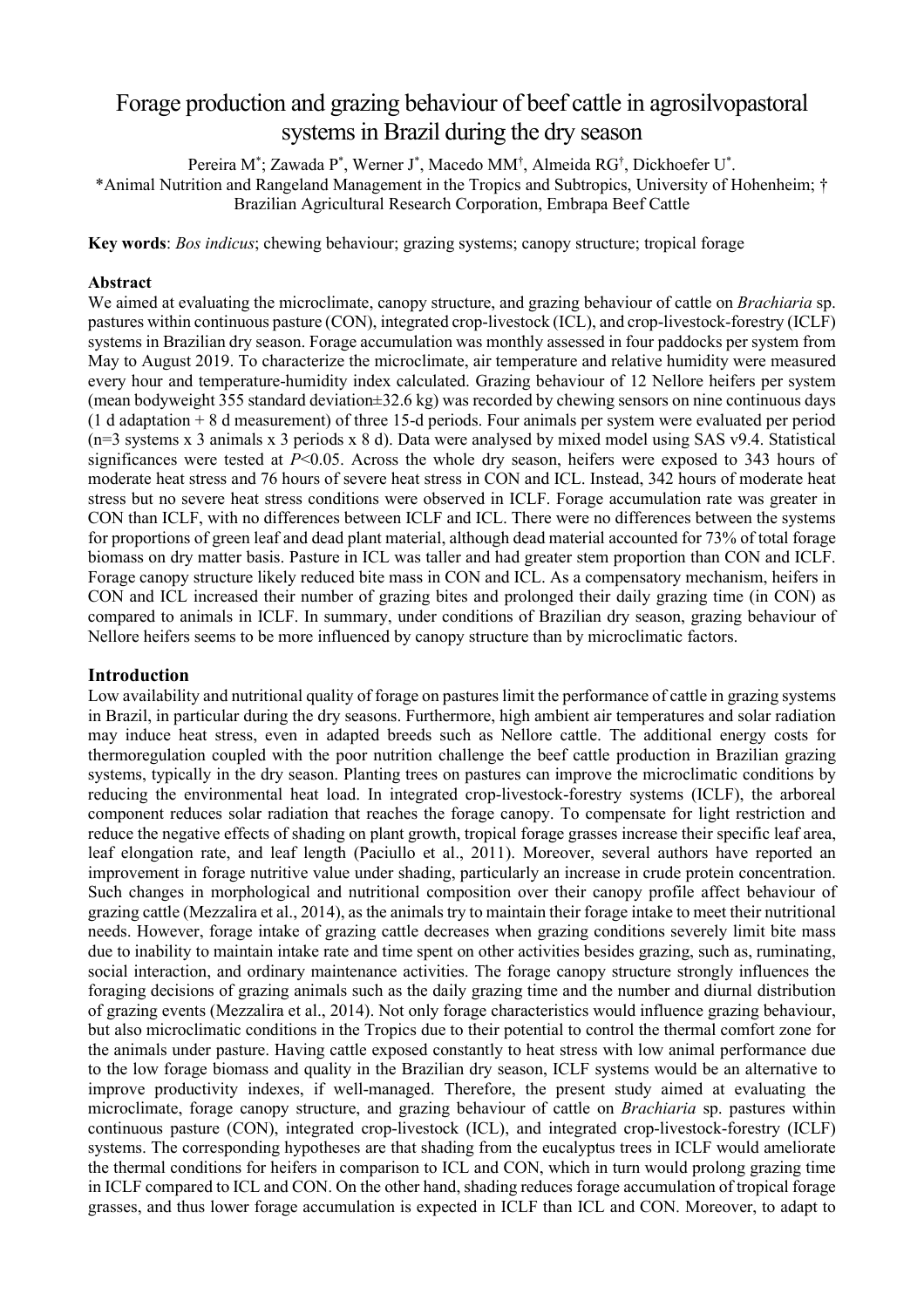# Forage production and grazing behaviour of beef cattle in agrosilvopastoral systems in Brazil during the dry season

Pereira M*; Zawada P*, Werner J*, Macedo MM†, Almeida RG†, Dickhoefer U*.

*Animal Nutrition and Rangeland Management in the Tropics and Subtropics, University of Hohenheim; † Brazilian Agricultural Research Corporation, Embrapa Beef Cattle

**Key words**: *Bos indicus*; chewing behaviour; grazing systems; canopy structure; tropical forage

**Abstract**

We aimed at evaluating the microclimate, canopy structure, and grazing behaviour of cattle on *Brachiaria* sp. pastures within continuous pasture (CON), integrated crop-livestock (ICL), and crop-livestock-forestry (ICLF) systems in Brazilian dry season. Forage accumulation was monthly assessed in four paddocks per system from May to August 2019. To characterize the microclimate, air temperature and relative humidity were measured every hour and temperature-humidity index calculated. Grazing behaviour of 12 Nellore heifers per system (mean bodyweight 355 standard deviation±32.6 kg) was recorded by chewing sensors on nine continuous days (1 d adaptation + 8 d measurement) of three 15-d periods. Four animals per system were evaluated per period (n=3 systems x 3 animals x 3 periods x 8 d). Data were analysed by mixed model using SAS v9.4. Statistical significances were tested at $P$<0.05. Across the whole dry season, heifers were exposed to 343 hours of moderate heat stress and 76 hours of severe heat stress in CON and ICL. Instead, 342 hours of moderate heat stress but no severe heat stress conditions were observed in ICLF. Forage accumulation rate was greater in CON than ICLF, with no differences between ICLF and ICL. There were no differences between the systems for proportions of green leaf and dead plant material, although dead material accounted for 73% of total forage biomass on dry matter basis. Pasture in ICL was taller and had greater stem proportion than CON and ICLF. Forage canopy structure likely reduced bite mass in CON and ICL. As a compensatory mechanism, heifers in CON and ICL increased their number of grazing bites and prolonged their daily grazing time (in CON) as compared to animals in ICLF. In summary, under conditions of Brazilian dry season, grazing behaviour of Nellore heifers seems to be more influenced by canopy structure than by microclimatic factors.

## Introduction

Low availability and nutritional quality of forage on pastures limit the performance of cattle in grazing systems in Brazil, in particular during the dry seasons. Furthermore, high ambient air temperatures and solar radiation may induce heat stress, even in adapted breeds such as Nellore cattle. The additional energy costs for thermoregulation coupled with the poor nutrition challenge the beef cattle production in Brazilian grazing systems, typically in the dry season. Planting trees on pastures can improve the microclimatic conditions by reducing the environmental heat load. In integrated crop-livestock-forestry systems (ICLF), the arboreal component reduces solar radiation that reaches the forage canopy. To compensate for light restriction and reduce the negative effects of shading on plant growth, tropical forage grasses increase their specific leaf area, leaf elongation rate, and leaf length (Paciullo et al., 2011). Moreover, several authors have reported an improvement in forage nutritive value under shading, particularly an increase in crude protein concentration. Such changes in morphological and nutritional composition over their canopy profile affect behaviour of grazing cattle (Mezzalira et al., 2014), as the animals try to maintain their forage intake to meet their nutritional needs. However, forage intake of grazing cattle decreases when grazing conditions severely limit bite mass due to inability to maintain intake rate and time spent on other activities besides grazing, such as, ruminating, social interaction, and ordinary maintenance activities. The forage canopy structure strongly influences the foraging decisions of grazing animals such as the daily grazing time and the number and diurnal distribution of grazing events (Mezzalira et al., 2014). Not only forage characteristics would influence grazing behaviour, but also microclimatic conditions in the Tropics due to their potential to control the thermal comfort zone for the animals under pasture. Having cattle exposed constantly to heat stress with low animal performance due to the low forage biomass and quality in the Brazilian dry season, ICLF systems would be an alternative to improve productivity indexes, if well-managed. Therefore, the present study aimed at evaluating the microclimate, forage canopy structure, and grazing behaviour of cattle on *Brachiaria* sp. pastures within continuous pasture (CON), integrated crop-livestock (ICL), and integrated crop-livestock-forestry (ICLF) systems. The corresponding hypotheses are that shading from the eucalyptus trees in ICLF would ameliorate the thermal conditions for heifers in comparison to ICL and CON, which in turn would prolong grazing time in ICLF compared to ICL and CON. On the other hand, shading reduces forage accumulation of tropical forage grasses, and thus lower forage accumulation is expected in ICLF than ICL and CON. Moreover, to adapt to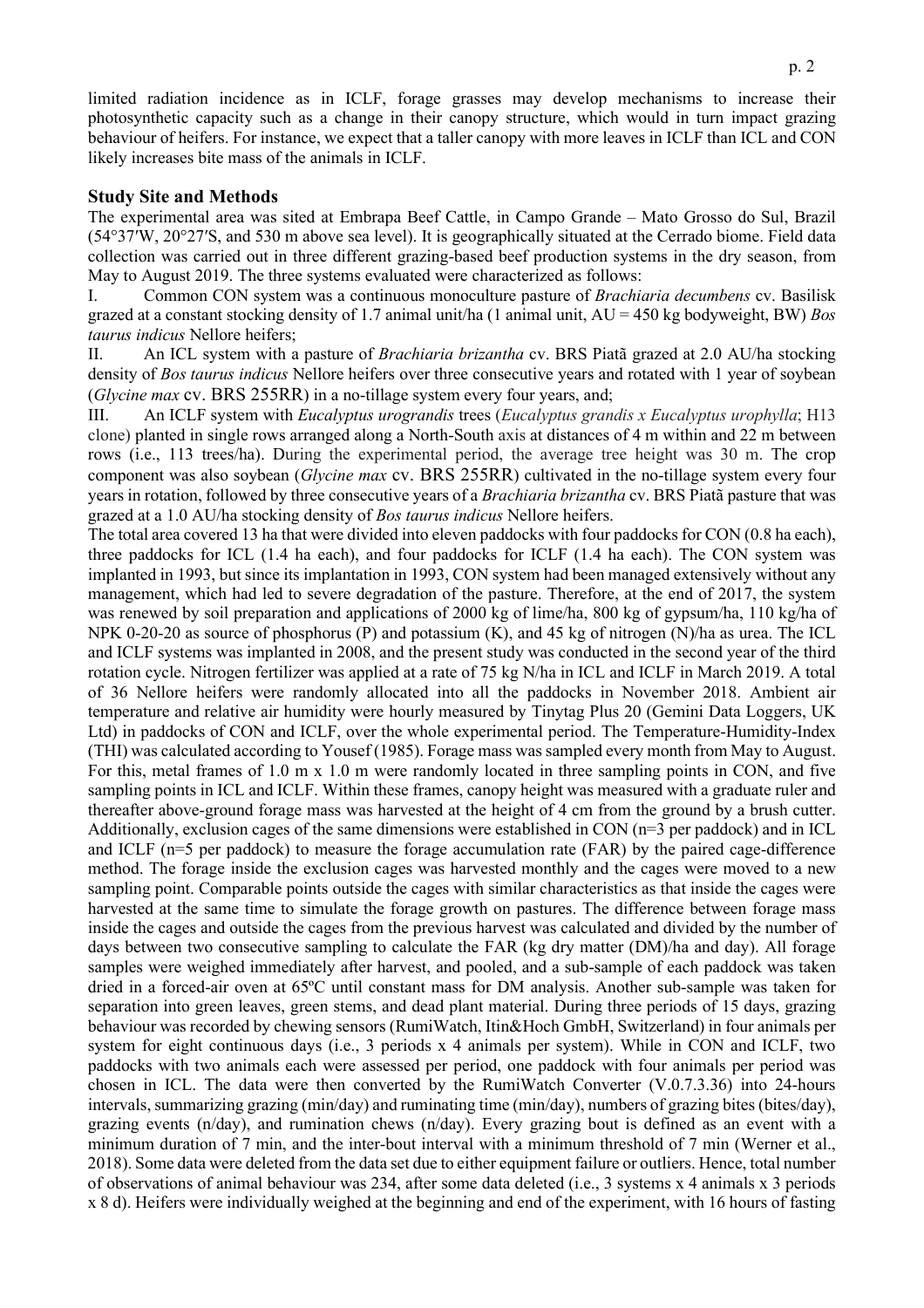limited radiation incidence as in ICLF, forage grasses may develop mechanisms to increase their photosynthetic capacity such as a change in their canopy structure, which would in turn impact grazing behaviour of heifers. For instance, we expect that a taller canopy with more leaves in ICLF than ICL and CON likely increases bite mass of the animals in ICLF.

## Study Site and Methods

The experimental area was sited at Embrapa Beef Cattle, in Campo Grande – Mato Grosso do Sul, Brazil (54°37′W, 20°27′S, and 530 m above sea level). It is geographically situated at the Cerrado biome. Field data collection was carried out in three different grazing-based beef production systems in the dry season, from May to August 2019. The three systems evaluated were characterized as follows:

I. Common CON system was a continuous monoculture pasture of *Brachiaria decumbens* cv. Basilisk grazed at a constant stocking density of 1.7 animal unit/ha (1 animal unit, AU = 450 kg bodyweight, BW) *Bos taurus indicus* Nellore heifers;

II. An ICL system with a pasture of *Brachiaria brizantha* cv. BRS Piatã grazed at 2.0 AU/ha stocking density of *Bos taurus indicus* Nellore heifers over three consecutive years and rotated with 1 year of soybean (*Glycine max* cv. BRS 255RR) in a no-tillage system every four years, and;

III. An ICLF system with *Eucalyptus urograndis* trees (*Eucalyptus grandis x Eucalyptus urophylla*; H13 clone) planted in single rows arranged along a North-South axis at distances of 4 m within and 22 m between rows (i.e., 113 trees/ha). During the experimental period, the average tree height was 30 m. The crop component was also soybean (*Glycine max* cv. BRS 255RR) cultivated in the no-tillage system every four years in rotation, followed by three consecutive years of a *Brachiaria brizantha* cv. BRS Piatã pasture that was grazed at a 1.0 AU/ha stocking density of *Bos taurus indicus* Nellore heifers.

The total area covered 13 ha that were divided into eleven paddocks with four paddocks for CON (0.8 ha each), three paddocks for ICL (1.4 ha each), and four paddocks for ICLF (1.4 ha each). The CON system was implanted in 1993, but since its implantation in 1993, CON system had been managed extensively without any management, which had led to severe degradation of the pasture. Therefore, at the end of 2017, the system was renewed by soil preparation and applications of 2000 kg of lime/ha, 800 kg of gypsum/ha, 110 kg/ha of NPK 0-20-20 as source of phosphorus (P) and potassium (K), and 45 kg of nitrogen (N)/ha as urea. The ICL and ICLF systems was implanted in 2008, and the present study was conducted in the second year of the third rotation cycle. Nitrogen fertilizer was applied at a rate of 75 kg N/ha in ICL and ICLF in March 2019. A total of 36 Nellore heifers were randomly allocated into all the paddocks in November 2018. Ambient air temperature and relative air humidity were hourly measured by Tinytag Plus 20 (Gemini Data Loggers, UK Ltd) in paddocks of CON and ICLF, over the whole experimental period. The Temperature-Humidity-Index (THI) was calculated according to Yousef (1985). Forage mass was sampled every month from May to August. For this, metal frames of 1.0 m x 1.0 m were randomly located in three sampling points in CON, and five sampling points in ICL and ICLF. Within these frames, canopy height was measured with a graduate ruler and thereafter above-ground forage mass was harvested at the height of 4 cm from the ground by a brush cutter. Additionally, exclusion cages of the same dimensions were established in CON (n=3 per paddock) and in ICL and ICLF (n=5 per paddock) to measure the forage accumulation rate (FAR) by the paired cage-difference method. The forage inside the exclusion cages was harvested monthly and the cages were moved to a new sampling point. Comparable points outside the cages with similar characteristics as that inside the cages were harvested at the same time to simulate the forage growth on pastures. The difference between forage mass inside the cages and outside the cages from the previous harvest was calculated and divided by the number of days between two consecutive sampling to calculate the FAR (kg dry matter (DM)/ha and day). All forage samples were weighed immediately after harvest, and pooled, and a sub-sample of each paddock was taken dried in a forced-air oven at 65ºC until constant mass for DM analysis. Another sub-sample was taken for separation into green leaves, green stems, and dead plant material. During three periods of 15 days, grazing behaviour was recorded by chewing sensors (RumiWatch, Itin&Hoch GmbH, Switzerland) in four animals per system for eight continuous days (i.e., 3 periods x 4 animals per system). While in CON and ICLF, two paddocks with two animals each were assessed per period, one paddock with four animals per period was chosen in ICL. The data were then converted by the RumiWatch Converter (V.0.7.3.36) into 24-hours intervals, summarizing grazing (min/day) and ruminating time (min/day), numbers of grazing bites (bites/day), grazing events (n/day), and rumination chews (n/day). Every grazing bout is defined as an event with a minimum duration of 7 min, and the inter-bout interval with a minimum threshold of 7 min (Werner et al., 2018). Some data were deleted from the data set due to either equipment failure or outliers. Hence, total number of observations of animal behaviour was 234, after some data deleted (i.e., 3 systems x 4 animals x 3 periods x 8 d). Heifers were individually weighed at the beginning and end of the experiment, with 16 hours of fasting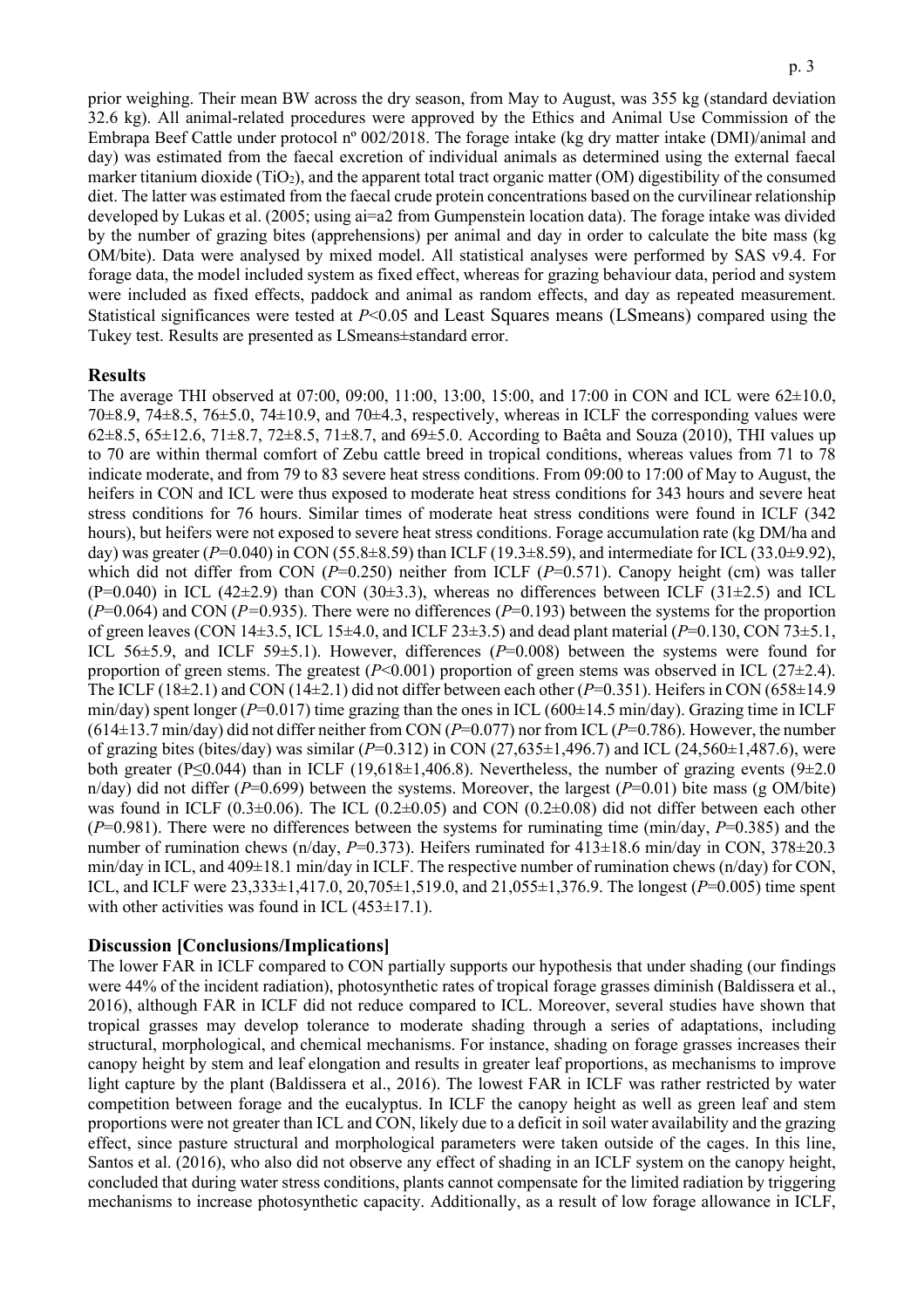prior weighing. Their mean BW across the dry season, from May to August, was 355 kg (standard deviation 32.6 kg). All animal-related procedures were approved by the Ethics and Animal Use Commission of the Embrapa Beef Cattle under protocol nº 002/2018. The forage intake (kg dry matter intake (DMI)/animal and day) was estimated from the faecal excretion of individual animals as determined using the external faecal marker titanium dioxide ($TiO_2$), and the apparent total tract organic matter (OM) digestibility of the consumed diet. The latter was estimated from the faecal crude protein concentrations based on the curvilinear relationship developed by Lukas et al. (2005; using ai=a2 from Gumpenstein location data). The forage intake was divided by the number of grazing bites (apprehensions) per animal and day in order to calculate the bite mass (kg OM/bite). Data were analysed by mixed model. All statistical analyses were performed by SAS v9.4. For forage data, the model included system as fixed effect, whereas for grazing behaviour data, period and system were included as fixed effects, paddock and animal as random effects, and day as repeated measurement. Statistical significances were tested at $P<0.05$ and Least Squares means (LSmeans) compared using the Tukey test. Results are presented as LSmeans±standard error.

## Results

The average THI observed at 07:00, 09:00, 11:00, 13:00, 15:00, and 17:00 in CON and ICL were 62±10.0, 70±8.9, 74±8.5, 76±5.0, 74±10.9, and 70±4.3, respectively, whereas in ICLF the corresponding values were 62±8.5, 65±12.6, 71±8.7, 72±8.5, 71±8.7, and 69±5.0. According to Baêta and Souza (2010), THI values up to 70 are within thermal comfort of Zebu cattle breed in tropical conditions, whereas values from 71 to 78 indicate moderate, and from 79 to 83 severe heat stress conditions. From 09:00 to 17:00 of May to August, the heifers in CON and ICL were thus exposed to moderate heat stress conditions for 343 hours and severe heat stress conditions for 76 hours. Similar times of moderate heat stress conditions were found in ICLF (342 hours), but heifers were not exposed to severe heat stress conditions. Forage accumulation rate (kg DM/ha and day) was greater ($P=0.040$) in CON (55.8±8.59) than ICLF (19.3±8.59), and intermediate for ICL (33.0±9.92), which did not differ from CON ($P=0.250$) neither from ICLF ($P=0.571$). Canopy height (cm) was taller ($P=0.040$) in ICL (42±2.9) than CON (30±3.3), whereas no differences between ICLF (31±2.5) and ICL ($P=0.064$) and CON ($P=0.935$). There were no differences ($P=0.193$) between the systems for the proportion of green leaves (CON 14±3.5, ICL 15±4.0, and ICLF 23±3.5) and dead plant material ($P=0.130$, CON 73±5.1, ICL 56±5.9, and ICLF 59±5.1). However, differences ($P=0.008$) between the systems were found for proportion of green stems. The greatest ($P<0.001$) proportion of green stems was observed in ICL (27±2.4). The ICLF (18±2.1) and CON (14±2.1) did not differ between each other ($P=0.351$). Heifers in CON (658±14.9 min/day) spent longer ($P=0.017$) time grazing than the ones in ICL (600±14.5 min/day). Grazing time in ICLF (614±13.7 min/day) did not differ neither from CON ($P=0.077$) nor from ICL ($P=0.786$). However, the number of grazing bites (bites/day) was similar ($P=0.312$) in CON (27,635±1,496.7) and ICL (24,560±1,487.6), were both greater ($P\leq0.044$) than in ICLF (19,618±1,406.8). Nevertheless, the number of grazing events (9±2.0 n/day) did not differ ($P=0.699$) between the systems. Moreover, the largest ($P=0.01$) bite mass (g OM/bite) was found in ICLF (0.3±0.06). The ICL (0.2±0.05) and CON (0.2±0.08) did not differ between each other ($P=0.981$). There were no differences between the systems for ruminating time (min/day, $P=0.385$) and the number of rumination chews (n/day, $P=0.373$). Heifers ruminated for 413±18.6 min/day in CON, 378±20.3 min/day in ICL, and 409±18.1 min/day in ICLF. The respective number of rumination chews (n/day) for CON, ICL, and ICLF were 23,333±1,417.0, 20,705±1,519.0, and 21,055±1,376.9. The longest ($P=0.005$) time spent with other activities was found in ICL (453±17.1).

## Discussion [Conclusions/Implications]

The lower FAR in ICLF compared to CON partially supports our hypothesis that under shading (our findings were 44% of the incident radiation), photosynthetic rates of tropical forage grasses diminish (Baldissera et al., 2016), although FAR in ICLF did not reduce compared to ICL. Moreover, several studies have shown that tropical grasses may develop tolerance to moderate shading through a series of adaptations, including structural, morphological, and chemical mechanisms. For instance, shading on forage grasses increases their canopy height by stem and leaf elongation and results in greater leaf proportions, as mechanisms to improve light capture by the plant (Baldissera et al., 2016). The lowest FAR in ICLF was rather restricted by water competition between forage and the eucalyptus. In ICLF the canopy height as well as green leaf and stem proportions were not greater than ICL and CON, likely due to a deficit in soil water availability and the grazing effect, since pasture structural and morphological parameters were taken outside of the cages. In this line, Santos et al. (2016), who also did not observe any effect of shading in an ICLF system on the canopy height, concluded that during water stress conditions, plants cannot compensate for the limited radiation by triggering mechanisms to increase photosynthetic capacity. Additionally, as a result of low forage allowance in ICLF,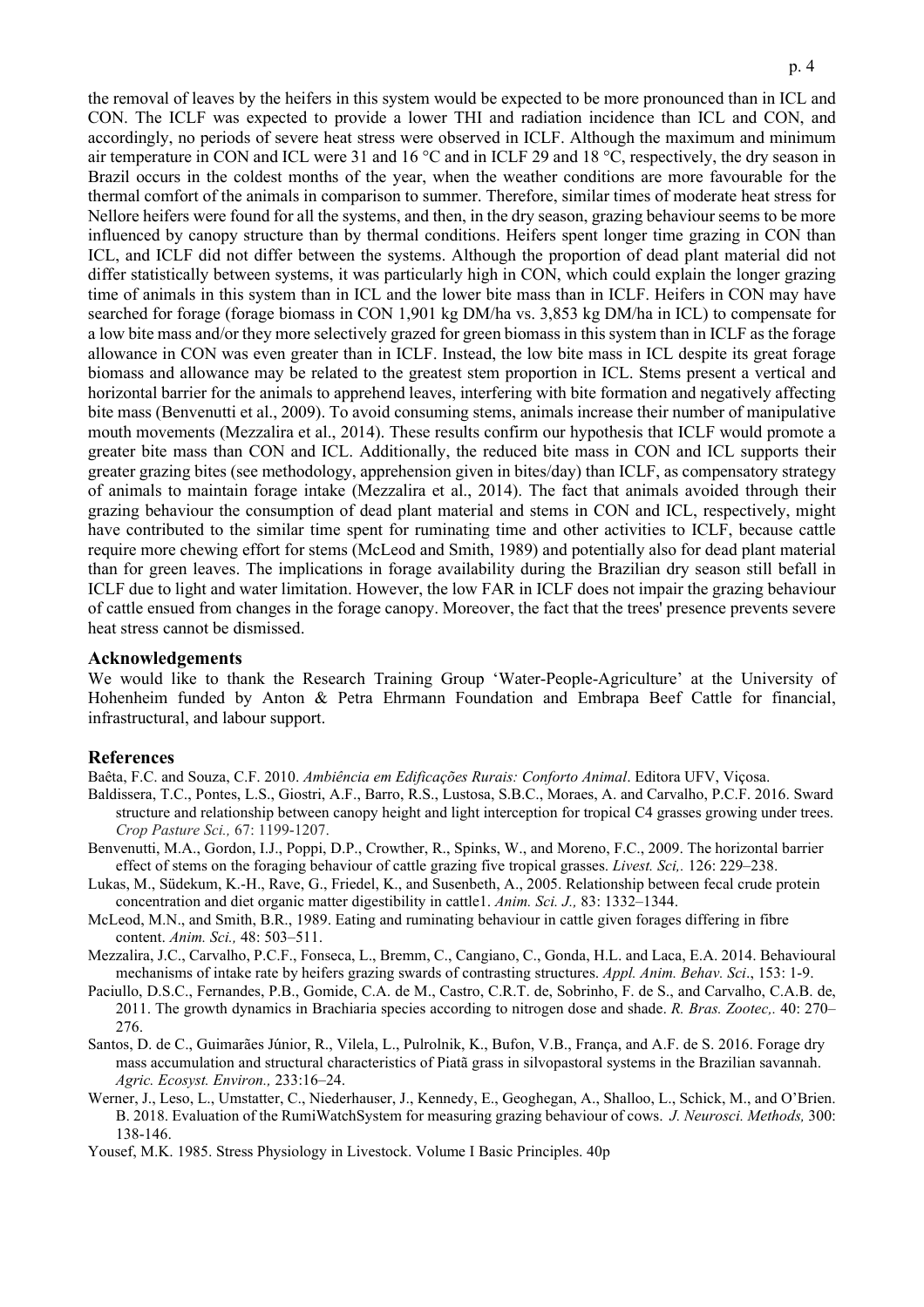the removal of leaves by the heifers in this system would be expected to be more pronounced than in ICL and CON. The ICLF was expected to provide a lower THI and radiation incidence than ICL and CON, and accordingly, no periods of severe heat stress were observed in ICLF. Although the maximum and minimum air temperature in CON and ICL were 31 and 16 °C and in ICLF 29 and 18 °C, respectively, the dry season in Brazil occurs in the coldest months of the year, when the weather conditions are more favourable for the thermal comfort of the animals in comparison to summer. Therefore, similar times of moderate heat stress for Nellore heifers were found for all the systems, and then, in the dry season, grazing behaviour seems to be more influenced by canopy structure than by thermal conditions. Heifers spent longer time grazing in CON than ICL, and ICLF did not differ between the systems. Although the proportion of dead plant material did not differ statistically between systems, it was particularly high in CON, which could explain the longer grazing time of animals in this system than in ICL and the lower bite mass than in ICLF. Heifers in CON may have searched for forage (forage biomass in CON 1,901 kg DM/ha vs. 3,853 kg DM/ha in ICL) to compensate for a low bite mass and/or they more selectively grazed for green biomass in this system than in ICLF as the forage allowance in CON was even greater than in ICLF. Instead, the low bite mass in ICL despite its great forage biomass and allowance may be related to the greatest stem proportion in ICL. Stems present a vertical and horizontal barrier for the animals to apprehend leaves, interfering with bite formation and negatively affecting bite mass (Benvenutti et al., 2009). To avoid consuming stems, animals increase their number of manipulative mouth movements (Mezzalira et al., 2014). These results confirm our hypothesis that ICLF would promote a greater bite mass than CON and ICL. Additionally, the reduced bite mass in CON and ICL supports their greater grazing bites (see methodology, apprehension given in bites/day) than ICLF, as compensatory strategy of animals to maintain forage intake (Mezzalira et al., 2014). The fact that animals avoided through their grazing behaviour the consumption of dead plant material and stems in CON and ICL, respectively, might have contributed to the similar time spent for ruminating time and other activities to ICLF, because cattle require more chewing effort for stems (McLeod and Smith, 1989) and potentially also for dead plant material than for green leaves. The implications in forage availability during the Brazilian dry season still befall in ICLF due to light and water limitation. However, the low FAR in ICLF does not impair the grazing behaviour of cattle ensued from changes in the forage canopy. Moreover, the fact that the trees' presence prevents severe heat stress cannot be dismissed.

## Acknowledgements

We would like to thank the Research Training Group 'Water-People-Agriculture' at the University of Hohenheim funded by Anton & Petra Ehrmann Foundation and Embrapa Beef Cattle for financial, infrastructural, and labour support.

## References

Baêta, F.C. and Souza, C.F. 2010. *Ambiência em Edificações Rurais: Conforto Animal*. Editora UFV, Viçosa.

Baldissera, T.C., Pontes, L.S., Giostri, A.F., Barro, R.S., Lustosa, S.B.C., Moraes, A. and Carvalho, P.C.F. 2016. Sward structure and relationship between canopy height and light interception for tropical C4 grasses growing under trees. *Crop Pasture Sci.,* 67: 1199-1207.

Benvenutti, M.A., Gordon, I.J., Poppi, D.P., Crowther, R., Spinks, W., and Moreno, F.C., 2009. The horizontal barrier effect of stems on the foraging behaviour of cattle grazing five tropical grasses. *Livest. Sci,.* 126: 229–238.

Lukas, M., Südekum, K.-H., Rave, G., Friedel, K., and Susenbeth, A., 2005. Relationship between fecal crude protein concentration and diet organic matter digestibility in cattle1. *Anim. Sci. J.,* 83: 1332–1344.

McLeod, M.N., and Smith, B.R., 1989. Eating and ruminating behaviour in cattle given forages differing in fibre content. *Anim. Sci.,* 48: 503–511.

Mezzalira, J.C., Carvalho, P.C.F., Fonseca, L., Bremm, C., Cangiano, C., Gonda, H.L. and Laca, E.A. 2014. Behavioural mechanisms of intake rate by heifers grazing swards of contrasting structures. *Appl. Anim. Behav. Sci*., 153: 1-9.

Paciullo, D.S.C., Fernandes, P.B., Gomide, C.A. de M., Castro, C.R.T. de, Sobrinho, F. de S., and Carvalho, C.A.B. de, 2011. The growth dynamics in Brachiaria species according to nitrogen dose and shade. *R. Bras. Zootec,.* 40: 270–276.

Santos, D. de C., Guimarães Júnior, R., Vilela, L., Pulrolnik, K., Bufon, V.B., França, and A.F. de S. 2016. Forage dry mass accumulation and structural characteristics of Piatã grass in silvopastoral systems in the Brazilian savannah. *Agric. Ecosyst. Environ.,* 233:16–24.

Werner, J., Leso, L., Umstatter, C., Niederhauser, J., Kennedy, E., Geoghegan, A., Shalloo, L., Schick, M., and O'Brien. B. 2018. Evaluation of the RumiWatchSystem for measuring grazing behaviour of cows. *J. Neurosci. Methods,* 300: 138-146.

Yousef, M.K. 1985. Stress Physiology in Livestock. Volume I Basic Principles. 40p